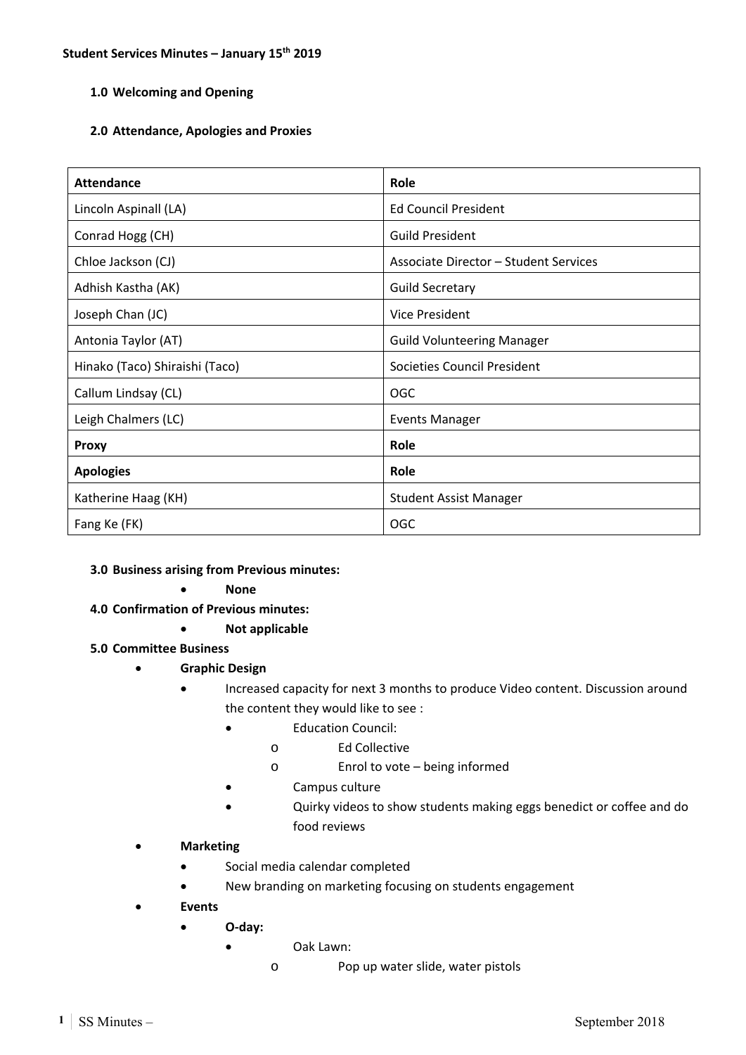**Student Services Minutes – January 15th 2019**

## 1.0 Welcoming and Opening

## 2.0 Attendance, Apologies and Proxies

| Attendance | Role |
|---|---|
| Lincoln Aspinall (LA) | Ed Council President |
| Conrad Hogg (CH) | Guild President |
| Chloe Jackson (CJ) | Associate Director – Student Services |
| Adhish Kastha (AK) | Guild Secretary |
| Joseph Chan (JC) | Vice President |
| Antonia Taylor (AT) | Guild Volunteering Manager |
| Hinako (Taco) Shiraishi (Taco) | Societies Council President |
| Callum Lindsay (CL) | OGC |
| Leigh Chalmers (LC) | Events Manager |
| **Proxy** | **Role** |
| **Apologies** | **Role** |
| Katherine Haag (KH) | Student Assist Manager |
| Fang Ke (FK) | OGC |

## 3.0 Business arising from Previous minutes:

- **None**

## 4.0 Confirmation of Previous minutes:

- **Not applicable**

## 5.0 Committee Business

- **Graphic Design**
  - Increased capacity for next 3 months to produce Video content. Discussion around the content they would like to see :
    - Education Council:
      - Ed Collective
      - Enrol to vote – being informed
    - Campus culture
    - Quirky videos to show students making eggs benedict or coffee and do food reviews
- **Marketing**
  - Social media calendar completed
  - New branding on marketing focusing on students engagement
- **Events**
  - **O-day:**
    - Oak Lawn:
      - Pop up water slide, water pistols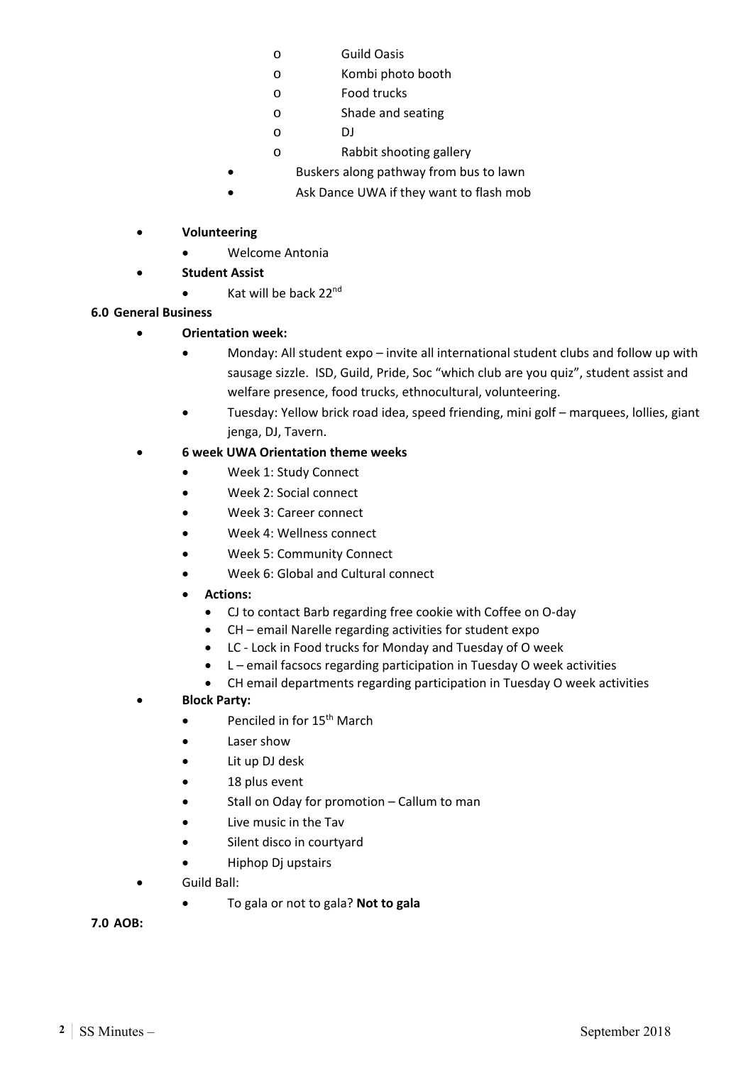- Guild Oasis
        - Kombi photo booth
        - Food trucks
        - Shade and seating
        - DJ
        - Rabbit shooting gallery
    - Buskers along pathway from bus to lawn
    - Ask Dance UWA if they want to flash mob

- **Volunteering**
    - Welcome Antonia
- **Student Assist**
    - Kat will be back 22nd

**6.0 General Business**

- **Orientation week:**
    - Monday: All student expo – invite all international student clubs and follow up with sausage sizzle. ISD, Guild, Pride, Soc "which club are you quiz", student assist and welfare presence, food trucks, ethnocultural, volunteering.
    - Tuesday: Yellow brick road idea, speed friending, mini golf – marquees, lollies, giant jenga, DJ, Tavern.
- **6 week UWA Orientation theme weeks**
    - Week 1: Study Connect
    - Week 2: Social connect
    - Week 3: Career connect
    - Week 4: Wellness connect
    - Week 5: Community Connect
    - Week 6: Global and Cultural connect
    - **Actions:**
        - CJ to contact Barb regarding free cookie with Coffee on O-day
        - CH – email Narelle regarding activities for student expo
        - LC - Lock in Food trucks for Monday and Tuesday of O week
        - L – email facsocs regarding participation in Tuesday O week activities
        - CH email departments regarding participation in Tuesday O week activities
- **Block Party:**
    - Penciled in for 15th March
    - Laser show
    - Lit up DJ desk
    - 18 plus event
    - Stall on Oday for promotion – Callum to man
    - Live music in the Tav
    - Silent disco in courtyard
    - Hiphop Dj upstairs
- Guild Ball:
    - To gala or not to gala? **Not to gala**

**7.0 AOB:**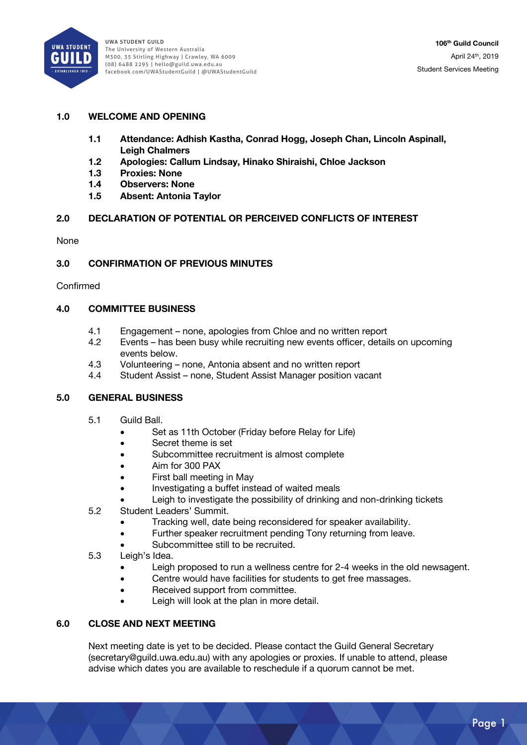106th Guild Council
April 24th, 2019
Student Services Meeting

## 1.0 WELCOME AND OPENING

**1.1 Attendance: Adhish Kastha, Conrad Hogg, Joseph Chan, Lincoln Aspinall, Leigh Chalmers**
**1.2 Apologies: Callum Lindsay, Hinako Shiraishi, Chloe Jackson**
**1.3 Proxies: None**
**1.4 Observers: None**
**1.5 Absent: Antonia Taylor**

## 2.0 DECLARATION OF POTENTIAL OR PERCEIVED CONFLICTS OF INTEREST

None

## 3.0 CONFIRMATION OF PREVIOUS MINUTES

Confirmed

## 4.0 COMMITTEE BUSINESS

4.1 Engagement – none, apologies from Chloe and no written report
4.2 Events – has been busy while recruiting new events officer, details on upcoming events below.
4.3 Volunteering – none, Antonia absent and no written report
4.4 Student Assist – none, Student Assist Manager position vacant

## 5.0 GENERAL BUSINESS

5.1 Guild Ball.
- Set as 11th October (Friday before Relay for Life)
- Secret theme is set
- Subcommittee recruitment is almost complete
- Aim for 300 PAX
- First ball meeting in May
- Investigating a buffet instead of waited meals
- Leigh to investigate the possibility of drinking and non-drinking tickets

5.2 Student Leaders' Summit.
- Tracking well, date being reconsidered for speaker availability.
- Further speaker recruitment pending Tony returning from leave.
- Subcommittee still to be recruited.

5.3 Leigh's Idea.
- Leigh proposed to run a wellness centre for 2-4 weeks in the old newsagent.
- Centre would have facilities for students to get free massages.
- Received support from committee.
- Leigh will look at the plan in more detail.

## 6.0 CLOSE AND NEXT MEETING

Next meeting date is yet to be decided. Please contact the Guild General Secretary (secretary@guild.uwa.edu.au) with any apologies or proxies. If unable to attend, please advise which dates you are available to reschedule if a quorum cannot be met.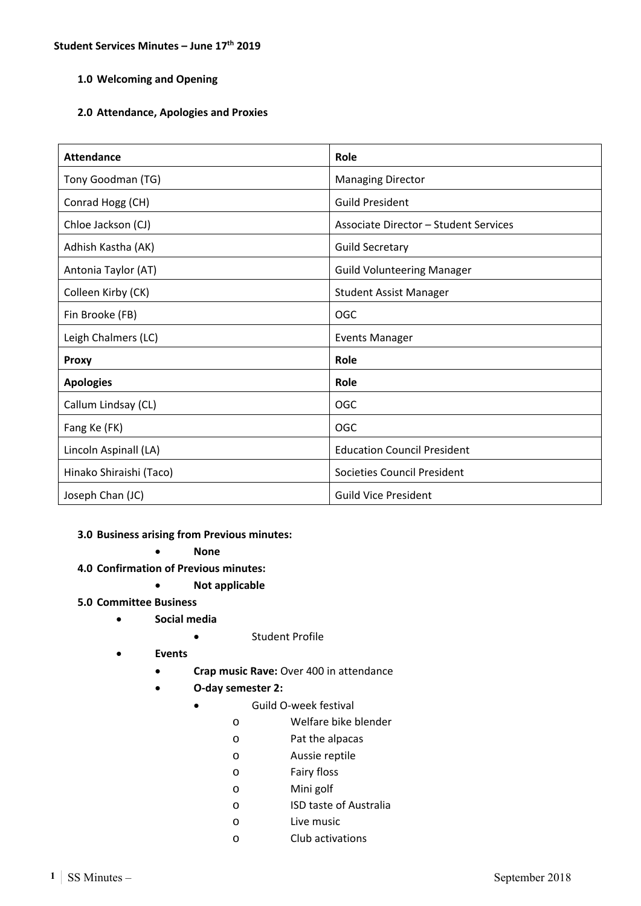**Student Services Minutes – June 17th 2019**

**1.0 Welcoming and Opening**

**2.0 Attendance, Apologies and Proxies**

| Attendance | Role |
|---|---|
| Tony Goodman (TG) | Managing Director |
| Conrad Hogg (CH) | Guild President |
| Chloe Jackson (CJ) | Associate Director – Student Services |
| Adhish Kastha (AK) | Guild Secretary |
| Antonia Taylor (AT) | Guild Volunteering Manager |
| Colleen Kirby (CK) | Student Assist Manager |
| Fin Brooke (FB) | OGC |
| Leigh Chalmers (LC) | Events Manager |
| **Proxy** | **Role** |
| **Apologies** | **Role** |
| Callum Lindsay (CL) | OGC |
| Fang Ke (FK) | OGC |
| Lincoln Aspinall (LA) | Education Council President |
| Hinako Shiraishi (Taco) | Societies Council President |
| Joseph Chan (JC) | Guild Vice President |

**3.0 Business arising from Previous minutes:**

- **None**

**4.0 Confirmation of Previous minutes:**

- **Not applicable**

**5.0 Committee Business**

- **Social media**
  - Student Profile
- **Events**
  - **Crap music Rave:** Over 400 in attendance
  - **O-day semester 2:**
    - Guild O-week festival
      - Welfare bike blender
      - Pat the alpacas
      - Aussie reptile
      - Fairy floss
      - Mini golf
      - ISD taste of Australia
      - Live music
      - Club activations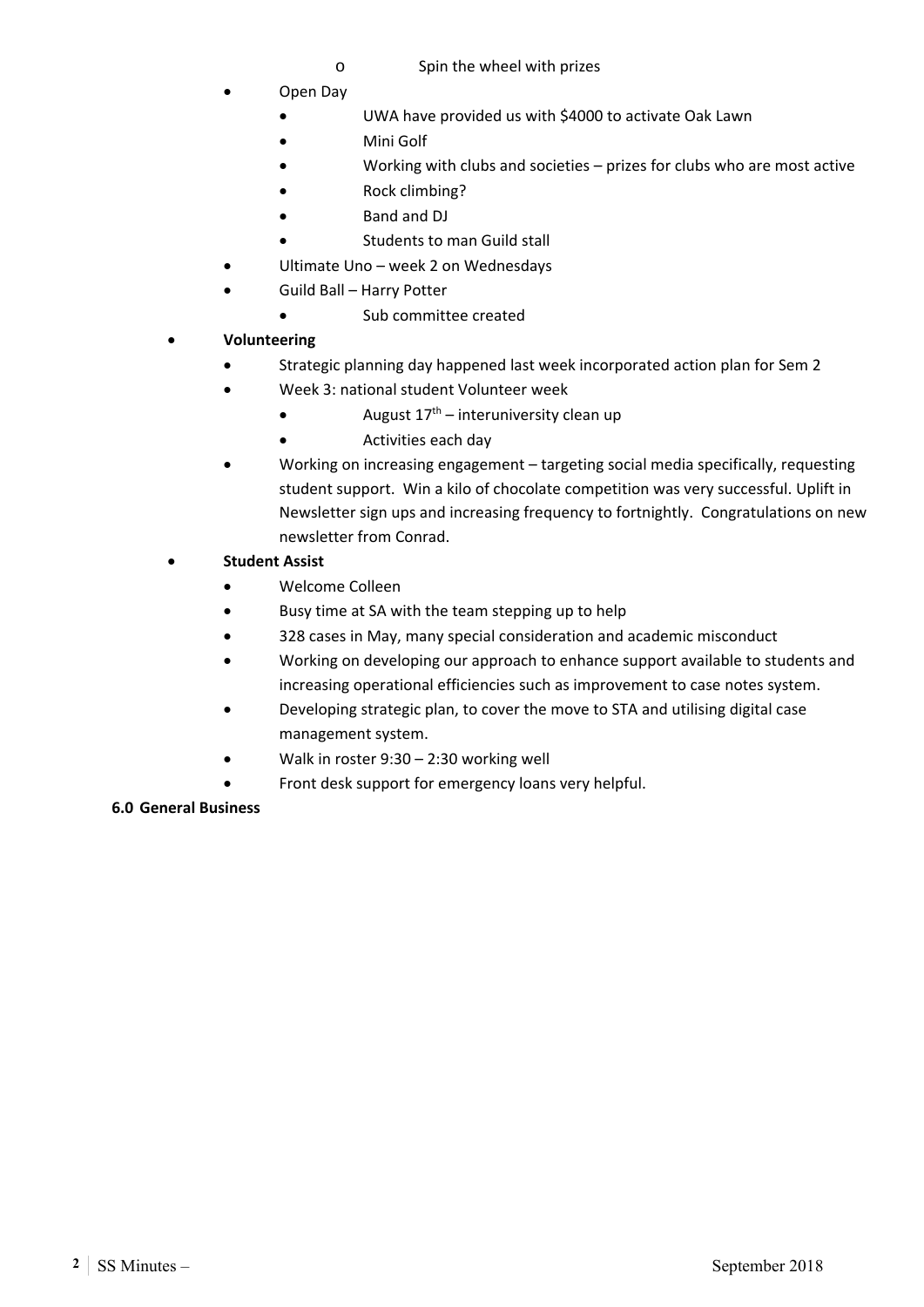- Spin the wheel with prizes
- Open Day
    - UWA have provided us with $4000 to activate Oak Lawn
    - Mini Golf
    - Working with clubs and societies – prizes for clubs who are most active
    - Rock climbing?
    - Band and DJ
    - Students to man Guild stall
- Ultimate Uno – week 2 on Wednesdays
- Guild Ball – Harry Potter
    - Sub committee created

- **Volunteering**
    - Strategic planning day happened last week incorporated action plan for Sem 2
    - Week 3: national student Volunteer week
        - August 17th – interuniversity clean up
        - Activities each day
    - Working on increasing engagement – targeting social media specifically, requesting student support. Win a kilo of chocolate competition was very successful. Uplift in Newsletter sign ups and increasing frequency to fortnightly. Congratulations on new newsletter from Conrad.
- **Student Assist**
    - Welcome Colleen
    - Busy time at SA with the team stepping up to help
    - 328 cases in May, many special consideration and academic misconduct
    - Working on developing our approach to enhance support available to students and increasing operational efficiencies such as improvement to case notes system.
    - Developing strategic plan, to cover the move to STA and utilising digital case management system.
    - Walk in roster 9:30 – 2:30 working well
    - Front desk support for emergency loans very helpful.

**6.0 General Business**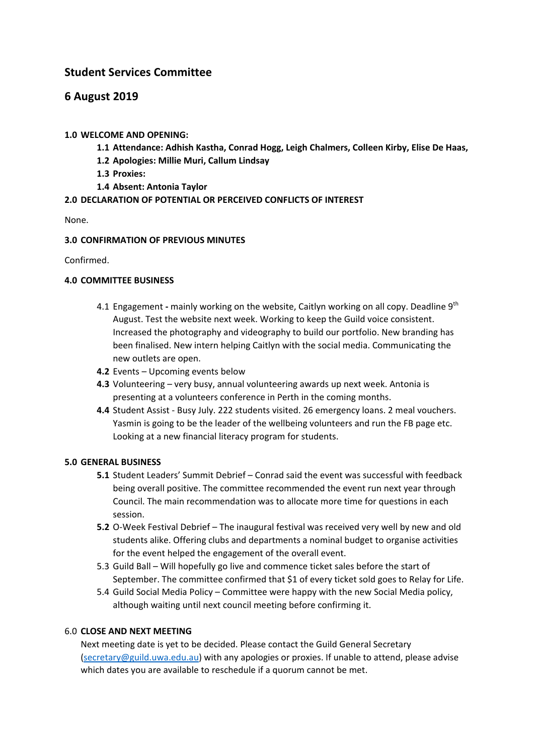# Student Services Committee

## 6 August 2019

**1.0 WELCOME AND OPENING:**

- **1.1 Attendance: Adhish Kastha, Conrad Hogg, Leigh Chalmers, Colleen Kirby, Elise De Haas,**
- **1.2 Apologies: Millie Muri, Callum Lindsay**
- **1.3 Proxies:**
- **1.4 Absent: Antonia Taylor**

**2.0 DECLARATION OF POTENTIAL OR PERCEIVED CONFLICTS OF INTEREST**

None.

**3.0 CONFIRMATION OF PREVIOUS MINUTES**

Confirmed.

**4.0 COMMITTEE BUSINESS**

- 4.1 Engagement **-** mainly working on the website, Caitlyn working on all copy. Deadline 9th August. Test the website next week. Working to keep the Guild voice consistent. Increased the photography and videography to build our portfolio. New branding has been finalised. New intern helping Caitlyn with the social media. Communicating the new outlets are open.
- **4.2** Events – Upcoming events below
- **4.3** Volunteering – very busy, annual volunteering awards up next week. Antonia is presenting at a volunteers conference in Perth in the coming months.
- **4.4** Student Assist - Busy July. 222 students visited. 26 emergency loans. 2 meal vouchers. Yasmin is going to be the leader of the wellbeing volunteers and run the FB page etc. Looking at a new financial literacy program for students.

**5.0 GENERAL BUSINESS**

- **5.1** Student Leaders' Summit Debrief – Conrad said the event was successful with feedback being overall positive. The committee recommended the event run next year through Council. The main recommendation was to allocate more time for questions in each session.
- **5.2** O-Week Festival Debrief – The inaugural festival was received very well by new and old students alike. Offering clubs and departments a nominal budget to organise activities for the event helped the engagement of the overall event.
- 5.3 Guild Ball – Will hopefully go live and commence ticket sales before the start of September. The committee confirmed that $1 of every ticket sold goes to Relay for Life.
- 5.4 Guild Social Media Policy – Committee were happy with the new Social Media policy, although waiting until next council meeting before confirming it.

6.0 **CLOSE AND NEXT MEETING**

Next meeting date is yet to be decided. Please contact the Guild General Secretary (secretary@guild.uwa.edu.au) with any apologies or proxies. If unable to attend, please advise which dates you are available to reschedule if a quorum cannot be met.